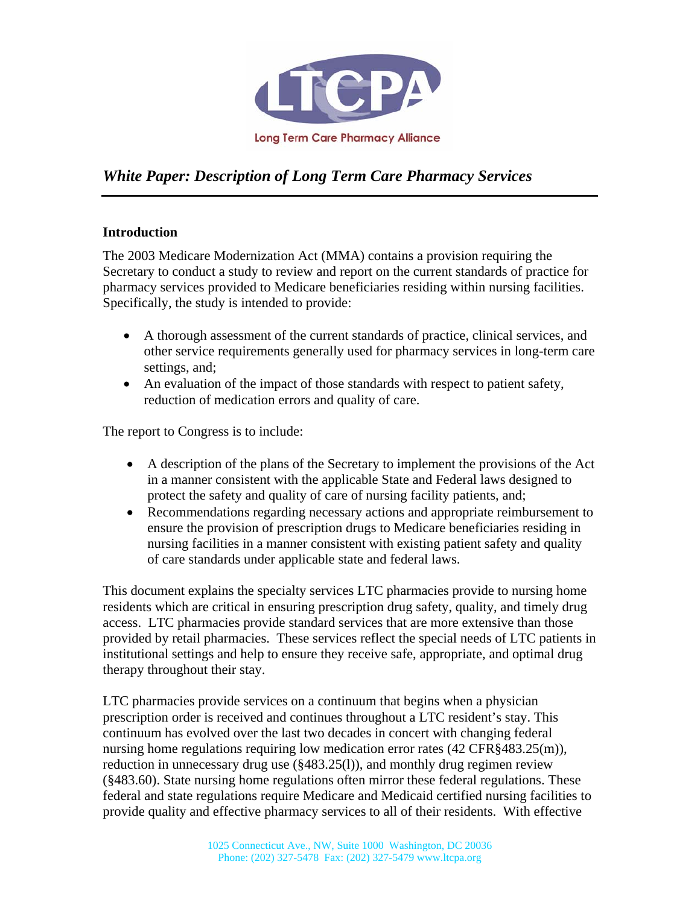LTCPA

Long Term Care Pharmacy Alliance

## *White Paper: Description of Long Term Care Pharmacy Services*

### Introduction

The 2003 Medicare Modernization Act (MMA) contains a provision requiring the Secretary to conduct a study to review and report on the current standards of practice for pharmacy services provided to Medicare beneficiaries residing within nursing facilities. Specifically, the study is intended to provide:

- A thorough assessment of the current standards of practice, clinical services, and other service requirements generally used for pharmacy services in long-term care settings, and;
- An evaluation of the impact of those standards with respect to patient safety, reduction of medication errors and quality of care.

The report to Congress is to include:

- A description of the plans of the Secretary to implement the provisions of the Act in a manner consistent with the applicable State and Federal laws designed to protect the safety and quality of care of nursing facility patients, and;
- Recommendations regarding necessary actions and appropriate reimbursement to ensure the provision of prescription drugs to Medicare beneficiaries residing in nursing facilities in a manner consistent with existing patient safety and quality of care standards under applicable state and federal laws.

This document explains the specialty services LTC pharmacies provide to nursing home residents which are critical in ensuring prescription drug safety, quality, and timely drug access. LTC pharmacies provide standard services that are more extensive than those provided by retail pharmacies. These services reflect the special needs of LTC patients in institutional settings and help to ensure they receive safe, appropriate, and optimal drug therapy throughout their stay.

LTC pharmacies provide services on a continuum that begins when a physician prescription order is received and continues throughout a LTC resident's stay. This continuum has evolved over the last two decades in concert with changing federal nursing home regulations requiring low medication error rates (42 CFR§483.25(m)), reduction in unnecessary drug use (§483.25(l)), and monthly drug regimen review (§483.60). State nursing home regulations often mirror these federal regulations. These federal and state regulations require Medicare and Medicaid certified nursing facilities to provide quality and effective pharmacy services to all of their residents. With effective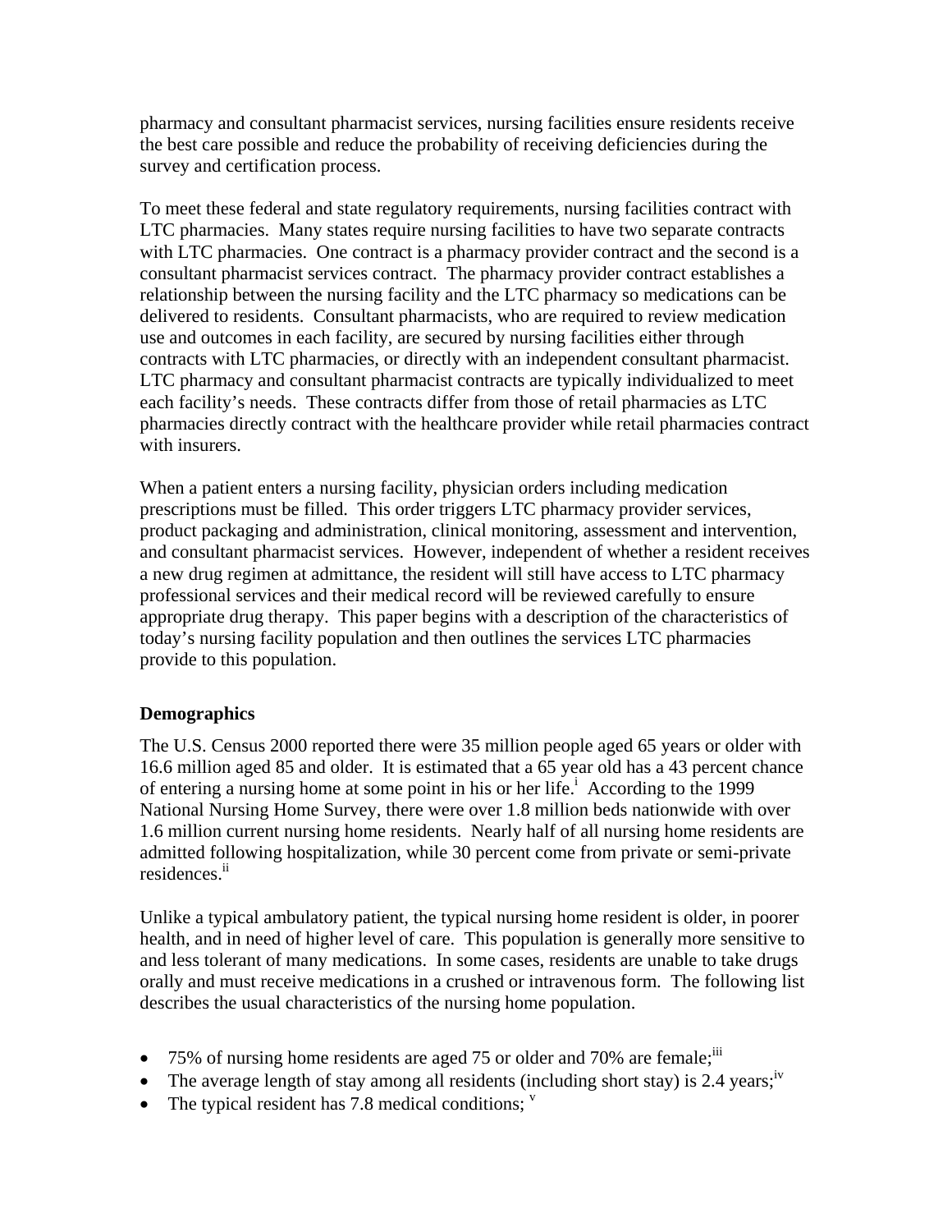pharmacy and consultant pharmacist services, nursing facilities ensure residents receive the best care possible and reduce the probability of receiving deficiencies during the survey and certification process.

To meet these federal and state regulatory requirements, nursing facilities contract with LTC pharmacies. Many states require nursing facilities to have two separate contracts with LTC pharmacies. One contract is a pharmacy provider contract and the second is a consultant pharmacist services contract. The pharmacy provider contract establishes a relationship between the nursing facility and the LTC pharmacy so medications can be delivered to residents. Consultant pharmacists, who are required to review medication use and outcomes in each facility, are secured by nursing facilities either through contracts with LTC pharmacies, or directly with an independent consultant pharmacist. LTC pharmacy and consultant pharmacist contracts are typically individualized to meet each facility's needs. These contracts differ from those of retail pharmacies as LTC pharmacies directly contract with the healthcare provider while retail pharmacies contract with insurers.

When a patient enters a nursing facility, physician orders including medication prescriptions must be filled. This order triggers LTC pharmacy provider services, product packaging and administration, clinical monitoring, assessment and intervention, and consultant pharmacist services. However, independent of whether a resident receives a new drug regimen at admittance, the resident will still have access to LTC pharmacy professional services and their medical record will be reviewed carefully to ensure appropriate drug therapy. This paper begins with a description of the characteristics of today's nursing facility population and then outlines the services LTC pharmacies provide to this population.

**Demographics**

The U.S. Census 2000 reported there were 35 million people aged 65 years or older with 16.6 million aged 85 and older. It is estimated that a 65 year old has a 43 percent chance of entering a nursing home at some point in his or her life.[i] According to the 1999 National Nursing Home Survey, there were over 1.8 million beds nationwide with over 1.6 million current nursing home residents. Nearly half of all nursing home residents are admitted following hospitalization, while 30 percent come from private or semi-private residences.[ii]

Unlike a typical ambulatory patient, the typical nursing home resident is older, in poorer health, and in need of higher level of care. This population is generally more sensitive to and less tolerant of many medications. In some cases, residents are unable to take drugs orally and must receive medications in a crushed or intravenous form. The following list describes the usual characteristics of the nursing home population.

- 75% of nursing home residents are aged 75 or older and 70% are female;[iii]
- The average length of stay among all residents (including short stay) is 2.4 years;[iv]
- The typical resident has 7.8 medical conditions; [v]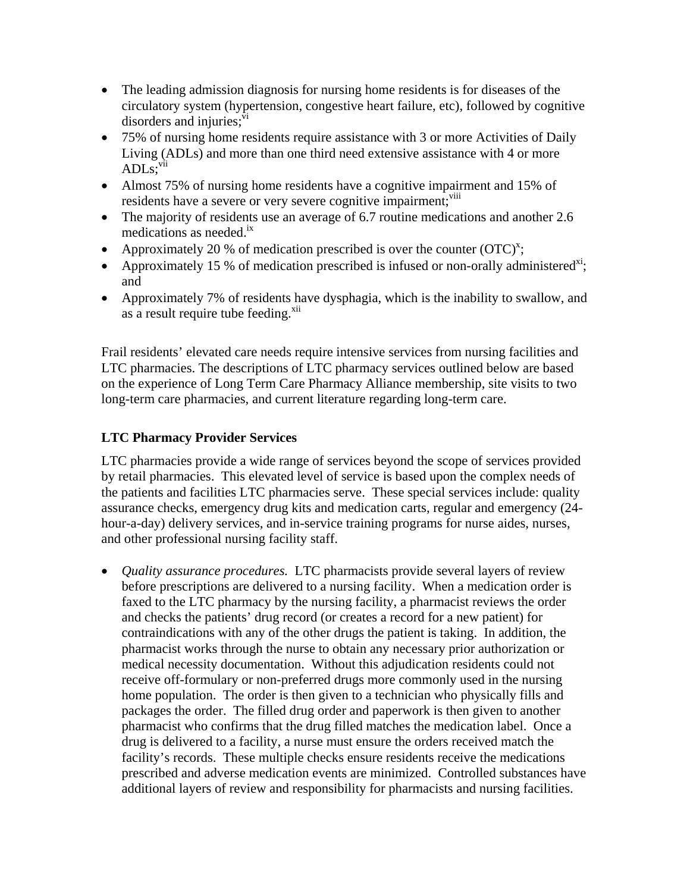- The leading admission diagnosis for nursing home residents is for diseases of the circulatory system (hypertension, congestive heart failure, etc), followed by cognitive disorders and injuries;[vi]
- 75% of nursing home residents require assistance with 3 or more Activities of Daily Living (ADLs) and more than one third need extensive assistance with 4 or more ADLs;[vii]
- Almost 75% of nursing home residents have a cognitive impairment and 15% of residents have a severe or very severe cognitive impairment;[viii]
- The majority of residents use an average of 6.7 routine medications and another 2.6 medications as needed.[ix]
- Approximately 20 % of medication prescribed is over the counter (OTC)[x];
- Approximately 15 % of medication prescribed is infused or non-orally administered[xi]; and
- Approximately 7% of residents have dysphagia, which is the inability to swallow, and as a result require tube feeding.[xii]

Frail residents' elevated care needs require intensive services from nursing facilities and LTC pharmacies. The descriptions of LTC pharmacy services outlined below are based on the experience of Long Term Care Pharmacy Alliance membership, site visits to two long-term care pharmacies, and current literature regarding long-term care.

**LTC Pharmacy Provider Services**

LTC pharmacies provide a wide range of services beyond the scope of services provided by retail pharmacies. This elevated level of service is based upon the complex needs of the patients and facilities LTC pharmacies serve. These special services include: quality assurance checks, emergency drug kits and medication carts, regular and emergency (24-hour-a-day) delivery services, and in-service training programs for nurse aides, nurses, and other professional nursing facility staff.

- *Quality assurance procedures.* LTC pharmacists provide several layers of review before prescriptions are delivered to a nursing facility. When a medication order is faxed to the LTC pharmacy by the nursing facility, a pharmacist reviews the order and checks the patients' drug record (or creates a record for a new patient) for contraindications with any of the other drugs the patient is taking. In addition, the pharmacist works through the nurse to obtain any necessary prior authorization or medical necessity documentation. Without this adjudication residents could not receive off-formulary or non-preferred drugs more commonly used in the nursing home population. The order is then given to a technician who physically fills and packages the order. The filled drug order and paperwork is then given to another pharmacist who confirms that the drug filled matches the medication label. Once a drug is delivered to a facility, a nurse must ensure the orders received match the facility's records. These multiple checks ensure residents receive the medications prescribed and adverse medication events are minimized. Controlled substances have additional layers of review and responsibility for pharmacists and nursing facilities.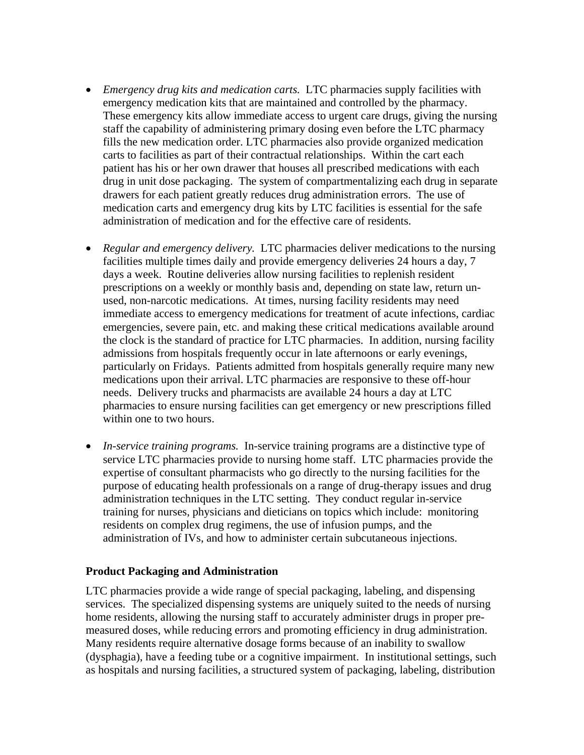- *Emergency drug kits and medication carts.* LTC pharmacies supply facilities with emergency medication kits that are maintained and controlled by the pharmacy. These emergency kits allow immediate access to urgent care drugs, giving the nursing staff the capability of administering primary dosing even before the LTC pharmacy fills the new medication order. LTC pharmacies also provide organized medication carts to facilities as part of their contractual relationships. Within the cart each patient has his or her own drawer that houses all prescribed medications with each drug in unit dose packaging. The system of compartmentalizing each drug in separate drawers for each patient greatly reduces drug administration errors. The use of medication carts and emergency drug kits by LTC facilities is essential for the safe administration of medication and for the effective care of residents.

- *Regular and emergency delivery.* LTC pharmacies deliver medications to the nursing facilities multiple times daily and provide emergency deliveries 24 hours a day, 7 days a week. Routine deliveries allow nursing facilities to replenish resident prescriptions on a weekly or monthly basis and, depending on state law, return un-used, non-narcotic medications. At times, nursing facility residents may need immediate access to emergency medications for treatment of acute infections, cardiac emergencies, severe pain, etc. and making these critical medications available around the clock is the standard of practice for LTC pharmacies. In addition, nursing facility admissions from hospitals frequently occur in late afternoons or early evenings, particularly on Fridays. Patients admitted from hospitals generally require many new medications upon their arrival. LTC pharmacies are responsive to these off-hour needs. Delivery trucks and pharmacists are available 24 hours a day at LTC pharmacies to ensure nursing facilities can get emergency or new prescriptions filled within one to two hours.

- *In-service training programs.* In-service training programs are a distinctive type of service LTC pharmacies provide to nursing home staff. LTC pharmacies provide the expertise of consultant pharmacists who go directly to the nursing facilities for the purpose of educating health professionals on a range of drug-therapy issues and drug administration techniques in the LTC setting. They conduct regular in-service training for nurses, physicians and dieticians on topics which include: monitoring residents on complex drug regimens, the use of infusion pumps, and the administration of IVs, and how to administer certain subcutaneous injections.

**Product Packaging and Administration**

LTC pharmacies provide a wide range of special packaging, labeling, and dispensing services. The specialized dispensing systems are uniquely suited to the needs of nursing home residents, allowing the nursing staff to accurately administer drugs in proper pre-measured doses, while reducing errors and promoting efficiency in drug administration. Many residents require alternative dosage forms because of an inability to swallow (dysphagia), have a feeding tube or a cognitive impairment. In institutional settings, such as hospitals and nursing facilities, a structured system of packaging, labeling, distribution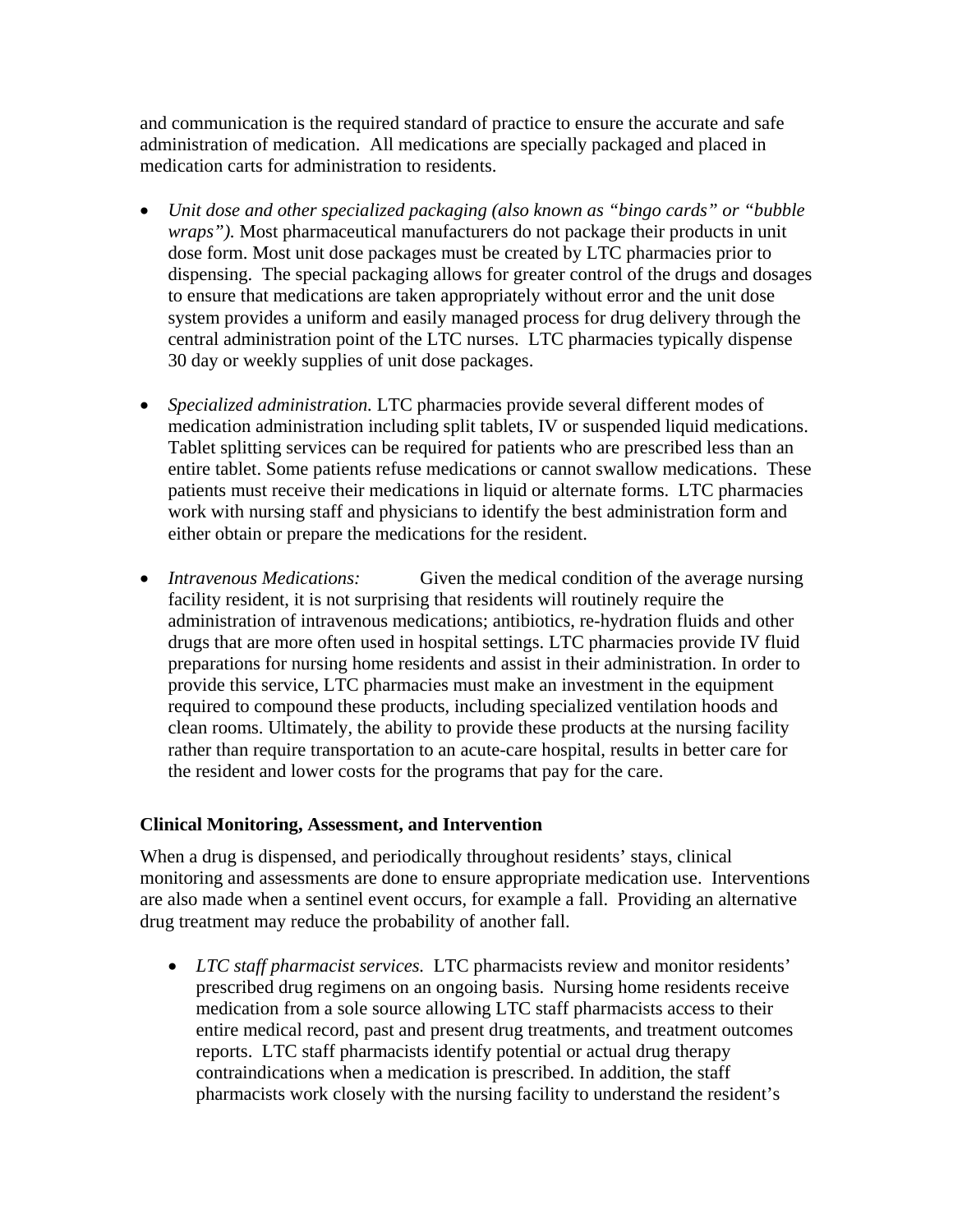and communication is the required standard of practice to ensure the accurate and safe administration of medication. All medications are specially packaged and placed in medication carts for administration to residents.

- *Unit dose and other specialized packaging (also known as "bingo cards" or "bubble wraps").* Most pharmaceutical manufacturers do not package their products in unit dose form. Most unit dose packages must be created by LTC pharmacies prior to dispensing. The special packaging allows for greater control of the drugs and dosages to ensure that medications are taken appropriately without error and the unit dose system provides a uniform and easily managed process for drug delivery through the central administration point of the LTC nurses. LTC pharmacies typically dispense 30 day or weekly supplies of unit dose packages.

- *Specialized administration.* LTC pharmacies provide several different modes of medication administration including split tablets, IV or suspended liquid medications. Tablet splitting services can be required for patients who are prescribed less than an entire tablet. Some patients refuse medications or cannot swallow medications. These patients must receive their medications in liquid or alternate forms. LTC pharmacies work with nursing staff and physicians to identify the best administration form and either obtain or prepare the medications for the resident.

- *Intravenous Medications:* Given the medical condition of the average nursing facility resident, it is not surprising that residents will routinely require the administration of intravenous medications; antibiotics, re-hydration fluids and other drugs that are more often used in hospital settings. LTC pharmacies provide IV fluid preparations for nursing home residents and assist in their administration. In order to provide this service, LTC pharmacies must make an investment in the equipment required to compound these products, including specialized ventilation hoods and clean rooms. Ultimately, the ability to provide these products at the nursing facility rather than require transportation to an acute-care hospital, results in better care for the resident and lower costs for the programs that pay for the care.

### Clinical Monitoring, Assessment, and Intervention

When a drug is dispensed, and periodically throughout residents' stays, clinical monitoring and assessments are done to ensure appropriate medication use. Interventions are also made when a sentinel event occurs, for example a fall. Providing an alternative drug treatment may reduce the probability of another fall.

- *LTC staff pharmacist services.* LTC pharmacists review and monitor residents' prescribed drug regimens on an ongoing basis. Nursing home residents receive medication from a sole source allowing LTC staff pharmacists access to their entire medical record, past and present drug treatments, and treatment outcomes reports. LTC staff pharmacists identify potential or actual drug therapy contraindications when a medication is prescribed. In addition, the staff pharmacists work closely with the nursing facility to understand the resident's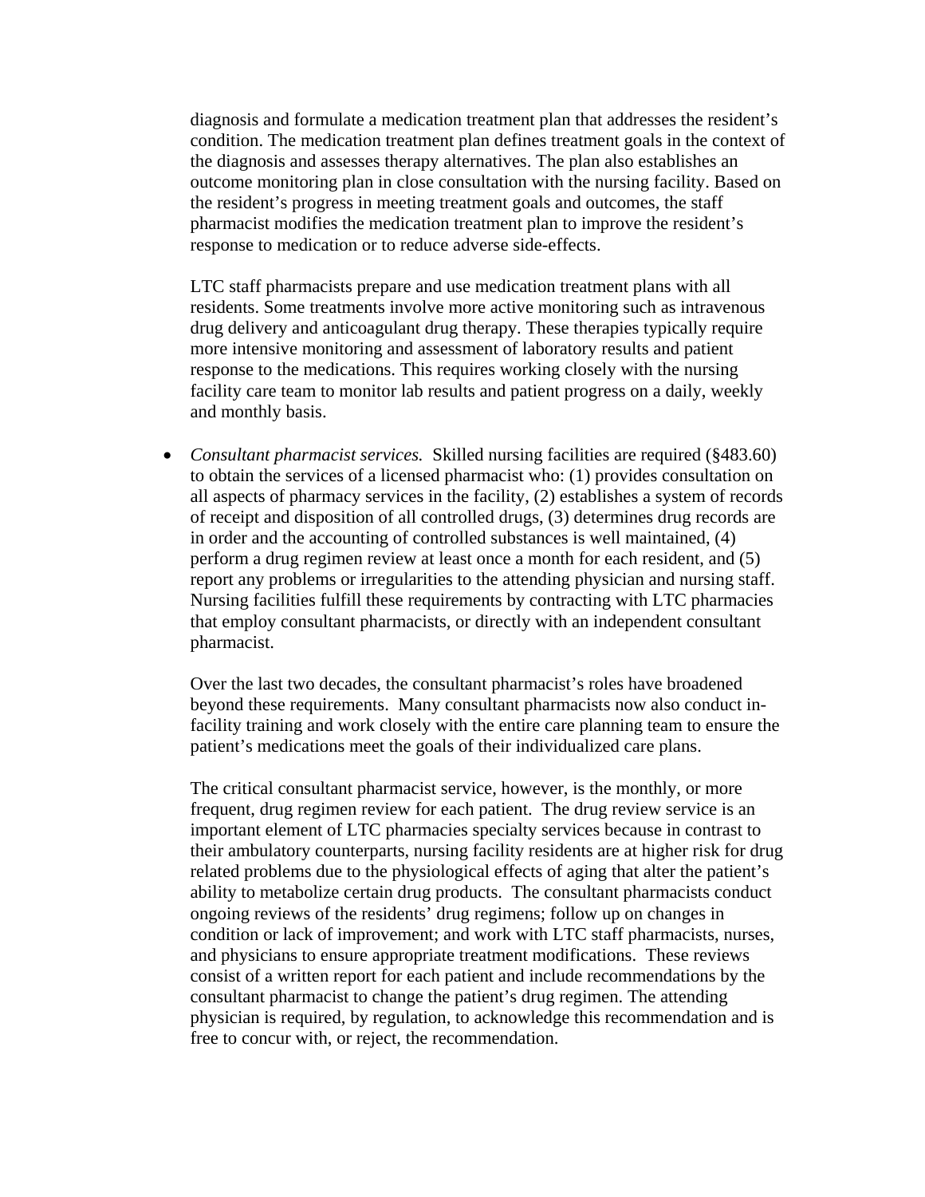diagnosis and formulate a medication treatment plan that addresses the resident's condition. The medication treatment plan defines treatment goals in the context of the diagnosis and assesses therapy alternatives. The plan also establishes an outcome monitoring plan in close consultation with the nursing facility. Based on the resident's progress in meeting treatment goals and outcomes, the staff pharmacist modifies the medication treatment plan to improve the resident's response to medication or to reduce adverse side-effects.

LTC staff pharmacists prepare and use medication treatment plans with all residents. Some treatments involve more active monitoring such as intravenous drug delivery and anticoagulant drug therapy. These therapies typically require more intensive monitoring and assessment of laboratory results and patient response to the medications. This requires working closely with the nursing facility care team to monitor lab results and patient progress on a daily, weekly and monthly basis.

- *Consultant pharmacist services.* Skilled nursing facilities are required (§483.60) to obtain the services of a licensed pharmacist who: (1) provides consultation on all aspects of pharmacy services in the facility, (2) establishes a system of records of receipt and disposition of all controlled drugs, (3) determines drug records are in order and the accounting of controlled substances is well maintained, (4) perform a drug regimen review at least once a month for each resident, and (5) report any problems or irregularities to the attending physician and nursing staff. Nursing facilities fulfill these requirements by contracting with LTC pharmacies that employ consultant pharmacists, or directly with an independent consultant pharmacist.

  Over the last two decades, the consultant pharmacist's roles have broadened beyond these requirements. Many consultant pharmacists now also conduct in-facility training and work closely with the entire care planning team to ensure the patient's medications meet the goals of their individualized care plans.

  The critical consultant pharmacist service, however, is the monthly, or more frequent, drug regimen review for each patient. The drug review service is an important element of LTC pharmacies specialty services because in contrast to their ambulatory counterparts, nursing facility residents are at higher risk for drug related problems due to the physiological effects of aging that alter the patient's ability to metabolize certain drug products. The consultant pharmacists conduct ongoing reviews of the residents' drug regimens; follow up on changes in condition or lack of improvement; and work with LTC staff pharmacists, nurses, and physicians to ensure appropriate treatment modifications. These reviews consist of a written report for each patient and include recommendations by the consultant pharmacist to change the patient's drug regimen. The attending physician is required, by regulation, to acknowledge this recommendation and is free to concur with, or reject, the recommendation.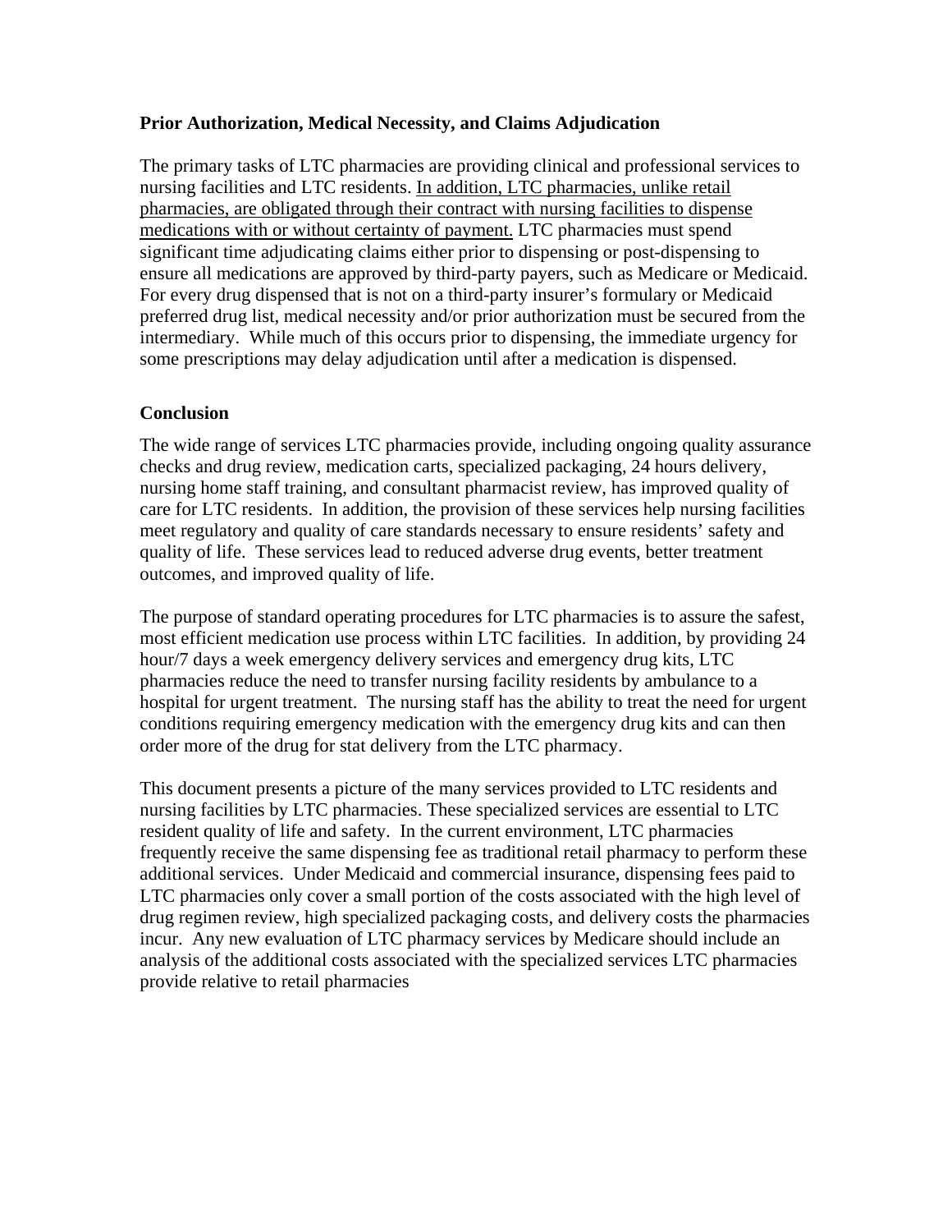### Prior Authorization, Medical Necessity, and Claims Adjudication

The primary tasks of LTC pharmacies are providing clinical and professional services to nursing facilities and LTC residents. <u>In addition, LTC pharmacies, unlike retail pharmacies, are obligated through their contract with nursing facilities to dispense medications with or without certainty of payment.</u> LTC pharmacies must spend significant time adjudicating claims either prior to dispensing or post-dispensing to ensure all medications are approved by third-party payers, such as Medicare or Medicaid. For every drug dispensed that is not on a third-party insurer's formulary or Medicaid preferred drug list, medical necessity and/or prior authorization must be secured from the intermediary. While much of this occurs prior to dispensing, the immediate urgency for some prescriptions may delay adjudication until after a medication is dispensed.

### Conclusion

The wide range of services LTC pharmacies provide, including ongoing quality assurance checks and drug review, medication carts, specialized packaging, 24 hours delivery, nursing home staff training, and consultant pharmacist review, has improved quality of care for LTC residents. In addition, the provision of these services help nursing facilities meet regulatory and quality of care standards necessary to ensure residents' safety and quality of life. These services lead to reduced adverse drug events, better treatment outcomes, and improved quality of life.

The purpose of standard operating procedures for LTC pharmacies is to assure the safest, most efficient medication use process within LTC facilities. In addition, by providing 24 hour/7 days a week emergency delivery services and emergency drug kits, LTC pharmacies reduce the need to transfer nursing facility residents by ambulance to a hospital for urgent treatment. The nursing staff has the ability to treat the need for urgent conditions requiring emergency medication with the emergency drug kits and can then order more of the drug for stat delivery from the LTC pharmacy.

This document presents a picture of the many services provided to LTC residents and nursing facilities by LTC pharmacies. These specialized services are essential to LTC resident quality of life and safety. In the current environment, LTC pharmacies frequently receive the same dispensing fee as traditional retail pharmacy to perform these additional services. Under Medicaid and commercial insurance, dispensing fees paid to LTC pharmacies only cover a small portion of the costs associated with the high level of drug regimen review, high specialized packaging costs, and delivery costs the pharmacies incur. Any new evaluation of LTC pharmacy services by Medicare should include an analysis of the additional costs associated with the specialized services LTC pharmacies provide relative to retail pharmacies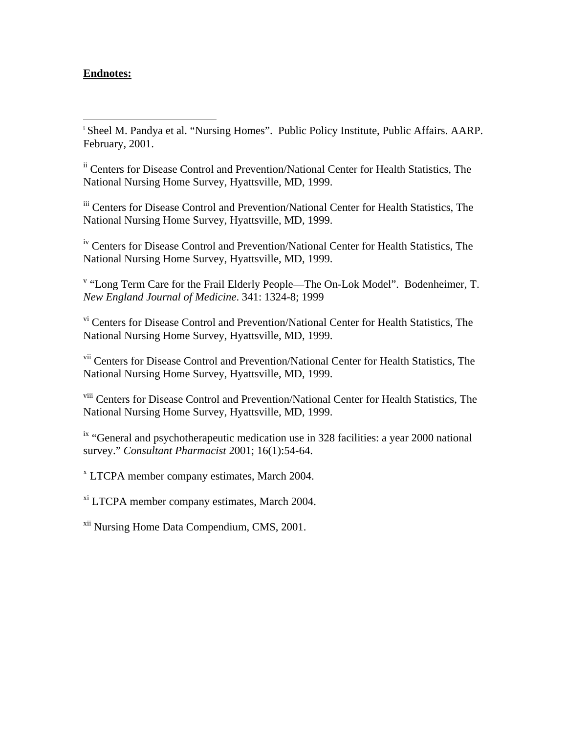**Endnotes:**

[i] Sheel M. Pandya et al. "Nursing Homes". Public Policy Institute, Public Affairs. AARP. February, 2001.

[ii] Centers for Disease Control and Prevention/National Center for Health Statistics, The National Nursing Home Survey, Hyattsville, MD, 1999.

[iii] Centers for Disease Control and Prevention/National Center for Health Statistics, The National Nursing Home Survey, Hyattsville, MD, 1999.

[iv] Centers for Disease Control and Prevention/National Center for Health Statistics, The National Nursing Home Survey, Hyattsville, MD, 1999.

[v] "Long Term Care for the Frail Elderly People—The On-Lok Model". Bodenheimer, T. *New England Journal of Medicine*. 341: 1324-8; 1999

[vi] Centers for Disease Control and Prevention/National Center for Health Statistics, The National Nursing Home Survey, Hyattsville, MD, 1999.

[vii] Centers for Disease Control and Prevention/National Center for Health Statistics, The National Nursing Home Survey, Hyattsville, MD, 1999.

[viii] Centers for Disease Control and Prevention/National Center for Health Statistics, The National Nursing Home Survey, Hyattsville, MD, 1999.

[ix] "General and psychotherapeutic medication use in 328 facilities: a year 2000 national survey." *Consultant Pharmacist* 2001; 16(1):54-64.

[x] LTCPA member company estimates, March 2004.

[xi] LTCPA member company estimates, March 2004.

[xii] Nursing Home Data Compendium, CMS, 2001.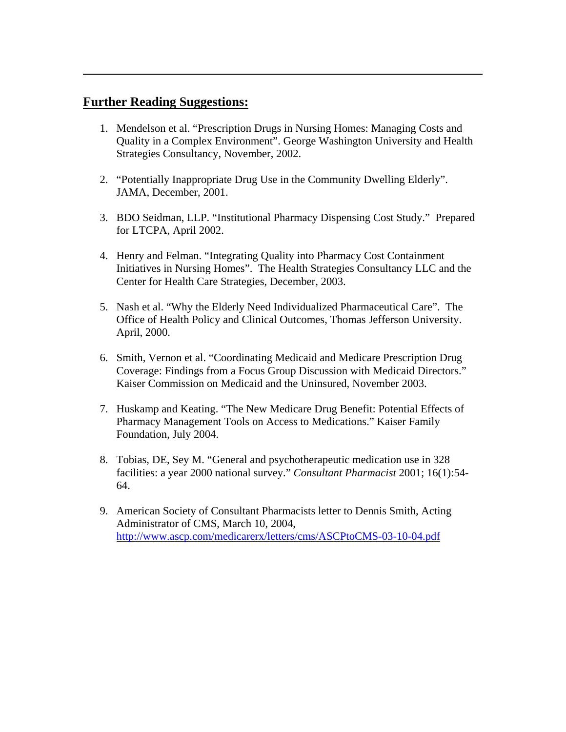---

## Further Reading Suggestions:

1. Mendelson et al. "Prescription Drugs in Nursing Homes: Managing Costs and Quality in a Complex Environment". George Washington University and Health Strategies Consultancy, November, 2002.

2. "Potentially Inappropriate Drug Use in the Community Dwelling Elderly". JAMA, December, 2001.

3. BDO Seidman, LLP. "Institutional Pharmacy Dispensing Cost Study." Prepared for LTCPA, April 2002.

4. Henry and Felman. "Integrating Quality into Pharmacy Cost Containment Initiatives in Nursing Homes". The Health Strategies Consultancy LLC and the Center for Health Care Strategies, December, 2003.

5. Nash et al. "Why the Elderly Need Individualized Pharmaceutical Care". The Office of Health Policy and Clinical Outcomes, Thomas Jefferson University. April, 2000.

6. Smith, Vernon et al. "Coordinating Medicaid and Medicare Prescription Drug Coverage: Findings from a Focus Group Discussion with Medicaid Directors." Kaiser Commission on Medicaid and the Uninsured, November 2003.

7. Huskamp and Keating. "The New Medicare Drug Benefit: Potential Effects of Pharmacy Management Tools on Access to Medications." Kaiser Family Foundation, July 2004.

8. Tobias, DE, Sey M. "General and psychotherapeutic medication use in 328 facilities: a year 2000 national survey." *Consultant Pharmacist* 2001; 16(1):54-64.

9. American Society of Consultant Pharmacists letter to Dennis Smith, Acting Administrator of CMS, March 10, 2004, http://www.ascp.com/medicarerx/letters/cms/ASCPtoCMS-03-10-04.pdf